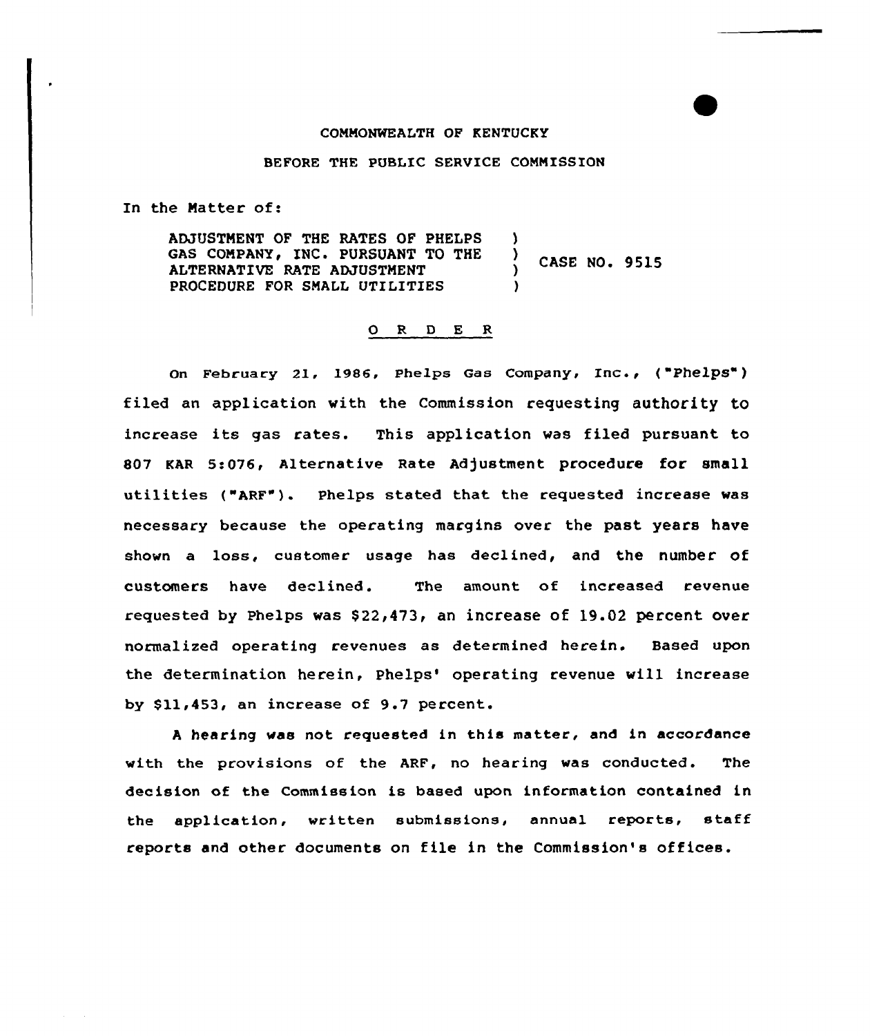COMMONWEALTH OF KENTUCKY

BEFORE THE PUBLIC SERVICE COMMISSION

In the Matter of:

| | | |
|---|---|---|
| ADJUSTMENT OF THE RATES OF PHELPS GAS COMPANY, INC. PURSUANT TO THE ALTERNATIVE RATE ADJUSTMENT PROCEDURE FOR SMALL UTILITIES | ) ) ) ) | CASE NO. 9515 |

## O R D E R

On February 21, 1986, Phelps Gas Company, Inc., ("Phelps") filed an application with the Commission requesting authority to increase its gas rates. This application was filed pursuant to 807 KAR 5:076, Alternative Rate Adjustment procedure for small utilities ("ARF"). Phelps stated that the requested increase was necessary because the operating margins over the past years have shown a loss, customer usage has declined, and the number of customers have declined. The amount of increased revenue requested by Phelps was $22,473, an increase of 19.02 percent over normalized operating revenues as determined herein. Based upon the determination herein, Phelps' operating revenue will increase by $11,453, an increase of 9.7 percent.

A hearing was not requested in this matter, and in accordance with the provisions of the ARF, no hearing was conducted. The decision of the Commission is based upon information contained in the application, written submissions, annual reports, staff reports and other documents on file in the Commission's offices.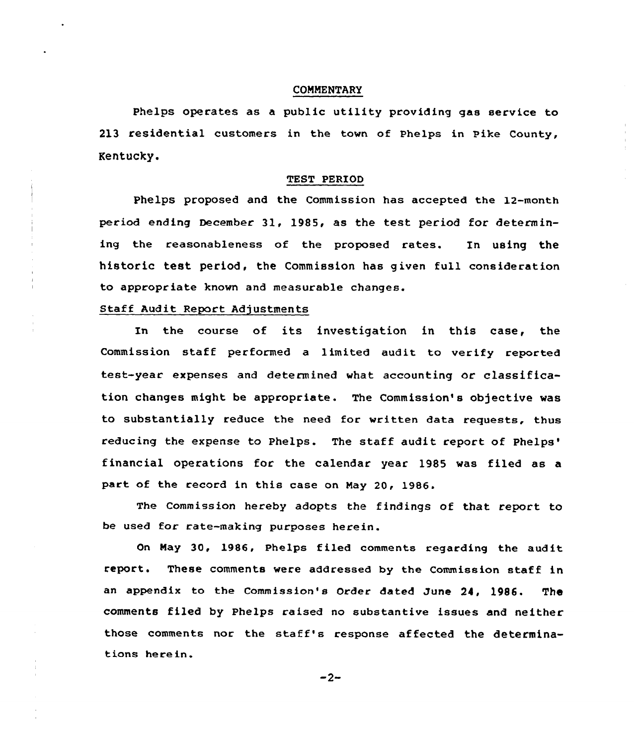## COMMENTARY

Phelps operates as a public utility providing gas service to 213 residential customers in the town of Phelps in Pike County, Kentucky.

## TEST PERIOD

Phelps proposed and the Commission has accepted the 12-month period ending December 31, 1985, as the test period for determining the reasonableness of the proposed rates. In using the historic test period, the Commission has given full consideration to appropriate known and measurable changes.

### Staff Audit Report Adjustments

In the course of its investigation in this case, the Commission staff performed a limited audit to verify reported test-year expenses and determined what accounting or classification changes might be appropriate. The Commission's objective was to substantially reduce the need for written data requests, thus reducing the expense to Phelps. The staff audit report of Phelps' financial operations for the calendar year 1985 was filed as a part of the record in this case on May 20, 1986.

The Commission hereby adopts the findings of that report to be used for rate-making purposes herein.

On May 30, 1986, Phelps filed comments regarding the audit report. These comments were addressed by the Commission staff in an appendix to the Commission's Order dated June 24, 1986. The comments filed by Phelps raised no substantive issues and neither those comments nor the staff's response affected the determinations herein.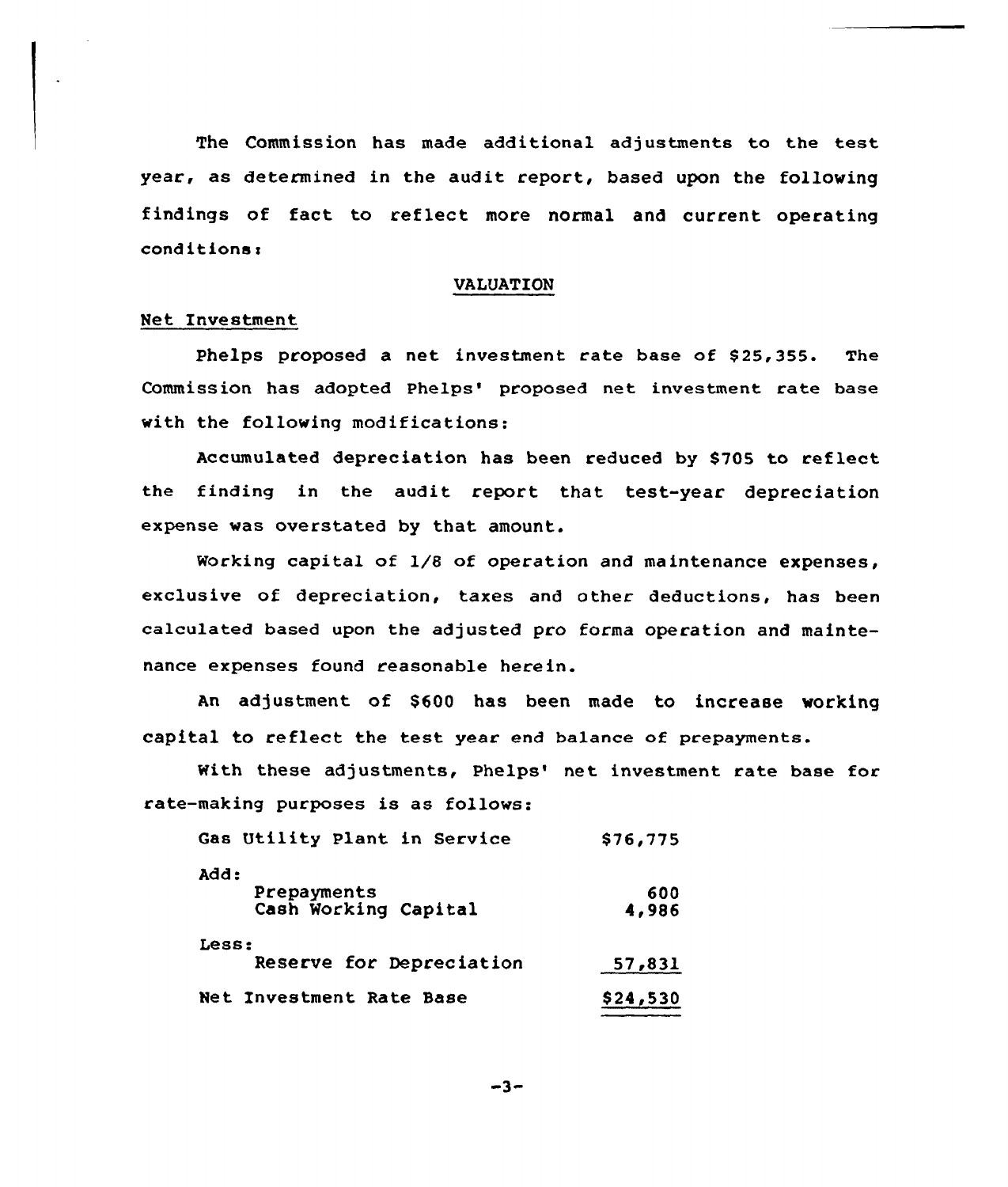The Commission has made additional adjustments to the test year, as determined in the audit report, based upon the following findings of fact to reflect more normal and current operating conditions:

## VALUATION

### Net Investment

Phelps proposed a net investment rate base of $25,355. The Commission has adopted Phelps' proposed net investment rate base with the following modifications:

Accumulated depreciation has been reduced by $705 to reflect the finding in the audit report that test-year depreciation expense was overstated by that amount.

Working capital of 1/8 of operation and maintenance expenses, exclusive of depreciation, taxes and other deductions, has been calculated based upon the adjusted pro forma operation and maintenance expenses found reasonable herein.

An adjustment of $600 has been made to increase working capital to reflect the test year end balance of prepayments.

With these adjustments, Phelps' net investment rate base for rate-making purposes is as follows:

| | |
|---|---|
| Gas Utility Plant in Service | $76,775 |
| Add: | |
| Prepayments | 600 |
| Cash Working Capital | 4,986 |
| Less: | |
| Reserve for Depreciation | 57,831 |
| Net Investment Rate Base | $24,530 |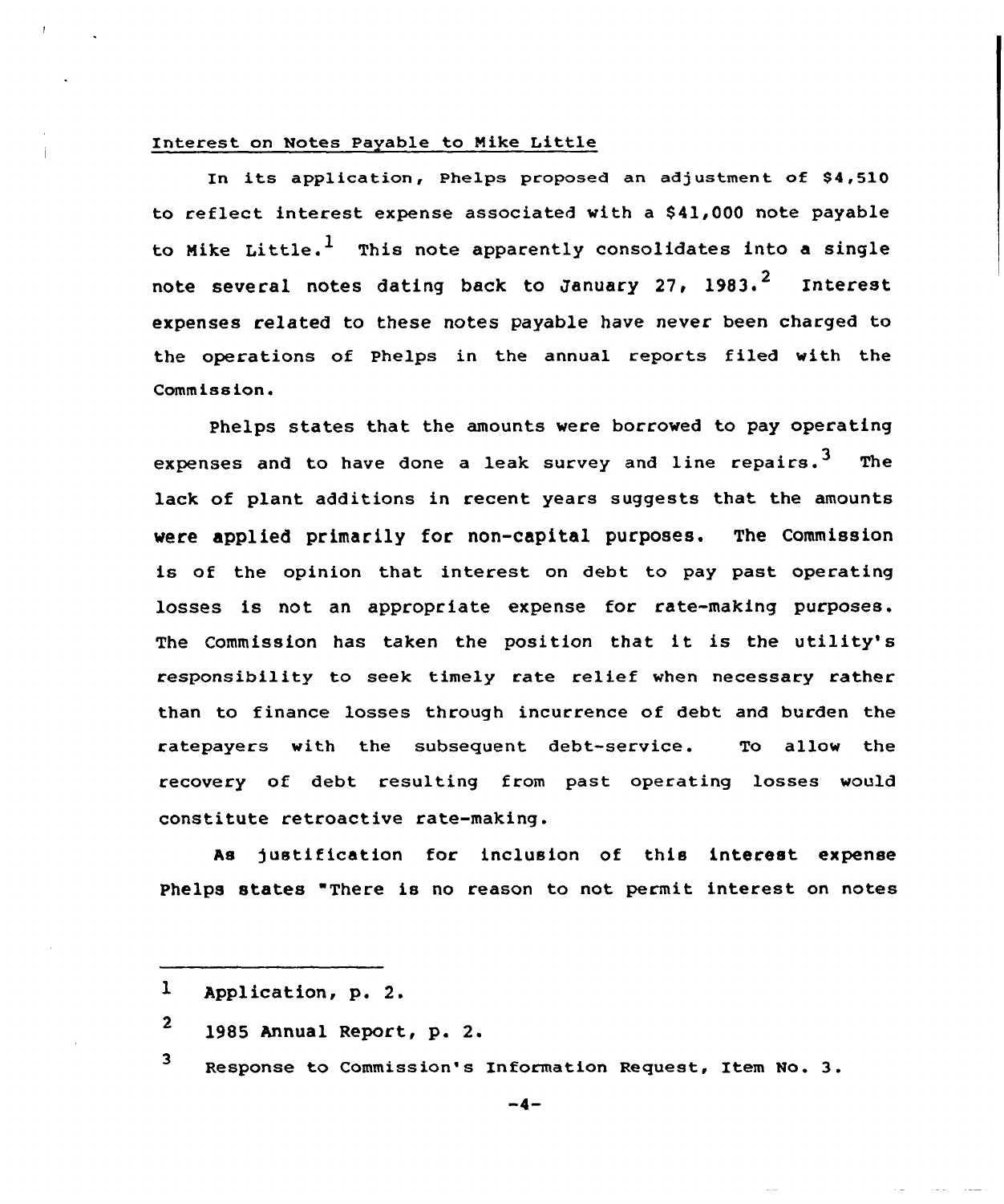Interest on Notes Payable to Mike Little

In its application, Phelps proposed an adjustment of $4,510 to reflect interest expense associated with a $41,000 note payable to Mike Little.[1] This note apparently consolidates into a single note several notes dating back to January 27, 1983.[2] Interest expenses related to these notes payable have never been charged to the operations of Phelps in the annual reports filed with the Commission.

Phelps states that the amounts were borrowed to pay operating expenses and to have done a leak survey and line repairs.[3] The lack of plant additions in recent years suggests that the amounts were applied primarily for non-capital purposes. The Commission is of the opinion that interest on debt to pay past operating losses is not an appropriate expense for rate-making purposes. The Commission has taken the position that it is the utility's responsibility to seek timely rate relief when necessary rather than to finance losses through incurrence of debt and burden the ratepayers with the subsequent debt-service. To allow the recovery of debt resulting from past operating losses would constitute retroactive rate-making.

As justification for inclusion of this interest expense Phelps states "There is no reason to not permit interest on notes

---

[1] Application, p. 2.

[2] 1985 Annual Report, p. 2.

[3] Response to Commission's Information Request, Item No. 3.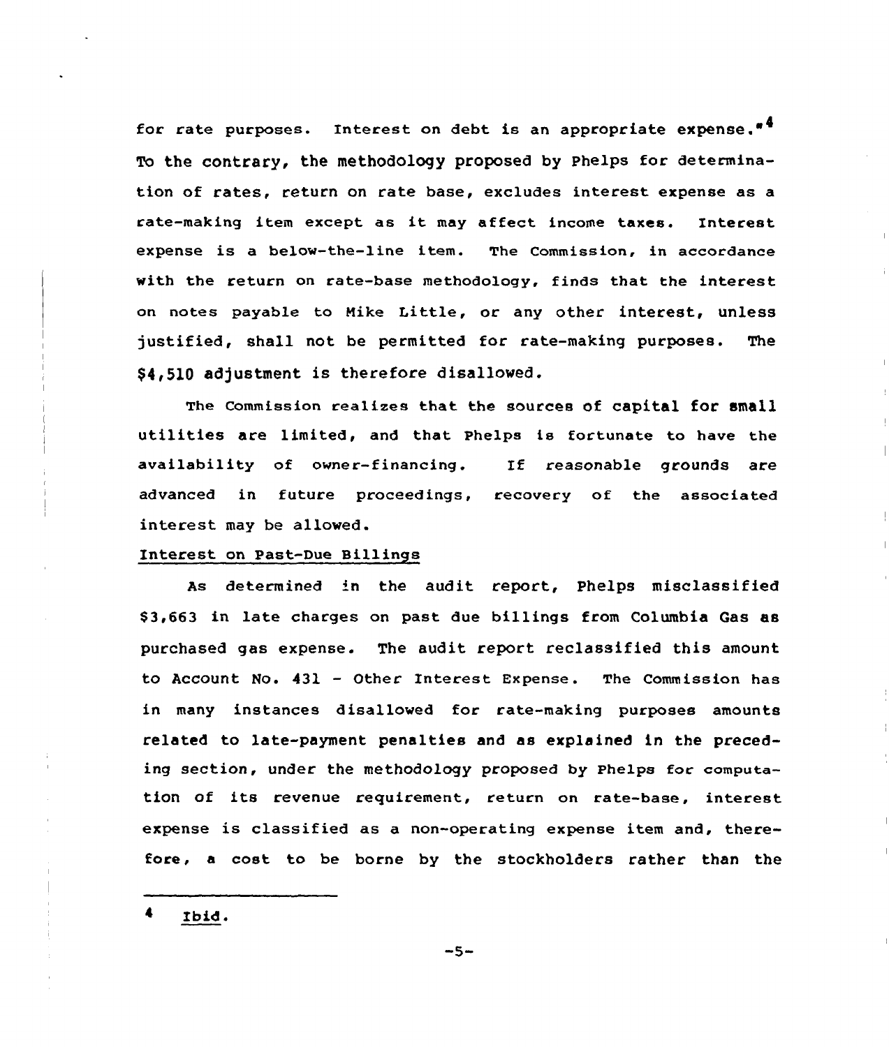for rate purposes. Interest on debt is an appropriate expense."[4] To the contrary, the methodology proposed by Phelps for determination of rates, return on rate base, excludes interest expense as a rate-making item except as it may affect income taxes. Interest expense is a below-the-line item. The Commission, in accordance with the return on rate-base methodology, finds that the interest on notes payable to Mike Little, or any other interest, unless justified, shall not be permitted for rate-making purposes. The $4,510 adjustment is therefore disallowed.

The Commission realizes that the sources of capital for small utilities are limited, and that Phelps is fortunate to have the availability of owner-financing. If reasonable grounds are advanced in future proceedings, recovery of the associated interest may be allowed.

Interest on Past-Due Billings

As determined in the audit report, Phelps misclassified $3,663 in late charges on past due billings from Columbia Gas as purchased gas expense. The audit report reclassified this amount to Account No. 431 - Other Interest Expense. The Commission has in many instances disallowed for rate-making purposes amounts related to late-payment penalties and as explained in the preceding section, under the methodology proposed by Phelps for computation of its revenue requirement, return on rate-base, interest expense is classified as a non-operating expense item and, therefore, a cost to be borne by the stockholders rather than the

---

[4] Ibid.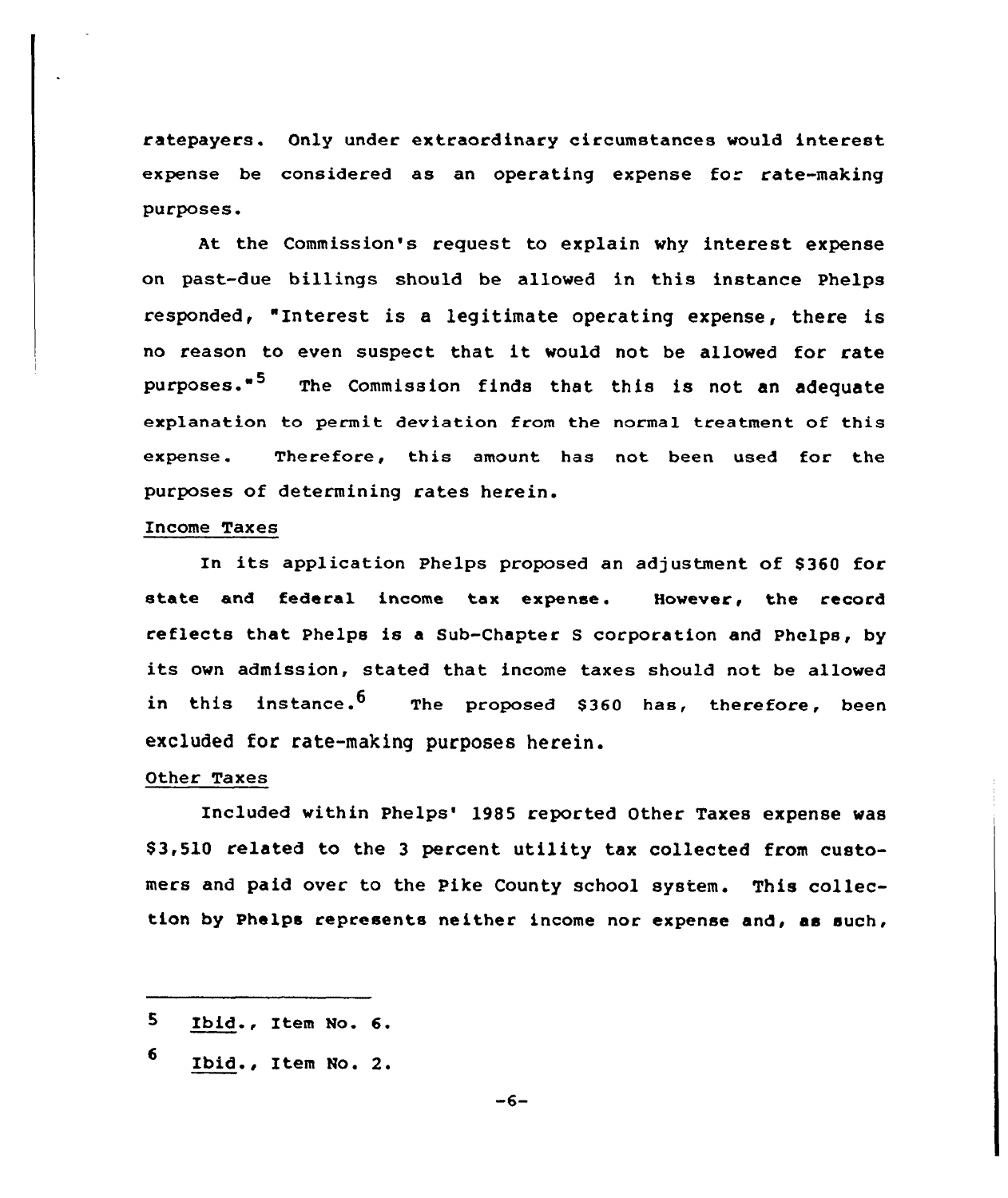ratepayers. Only under extraordinary circumstances would interest expense be considered as an operating expense for rate-making purposes.

At the Commission's request to explain why interest expense on past-due billings should be allowed in this instance Phelps responded, "Interest is a legitimate operating expense, there is no reason to even suspect that it would not be allowed for rate purposes."[5] The Commission finds that this is not an adequate explanation to permit deviation from the normal treatment of this expense. Therefore, this amount has not been used for the purposes of determining rates herein.

Income Taxes

In its application Phelps proposed an adjustment of $360 for state and federal income tax expense. However, the record reflects that Phelps is a Sub-Chapter S corporation and Phelps, by its own admission, stated that income taxes should not be allowed in this instance.[6] The proposed $360 has, therefore, been excluded for rate-making purposes herein.

Other Taxes

Included within Phelps' 1985 reported Other Taxes expense was $3,510 related to the 3 percent utility tax collected from customers and paid over to the Pike County school system. This collection by Phelps represents neither income nor expense and, as such,

---

[5] Ibid., Item No. 6.

[6] Ibid., Item No. 2.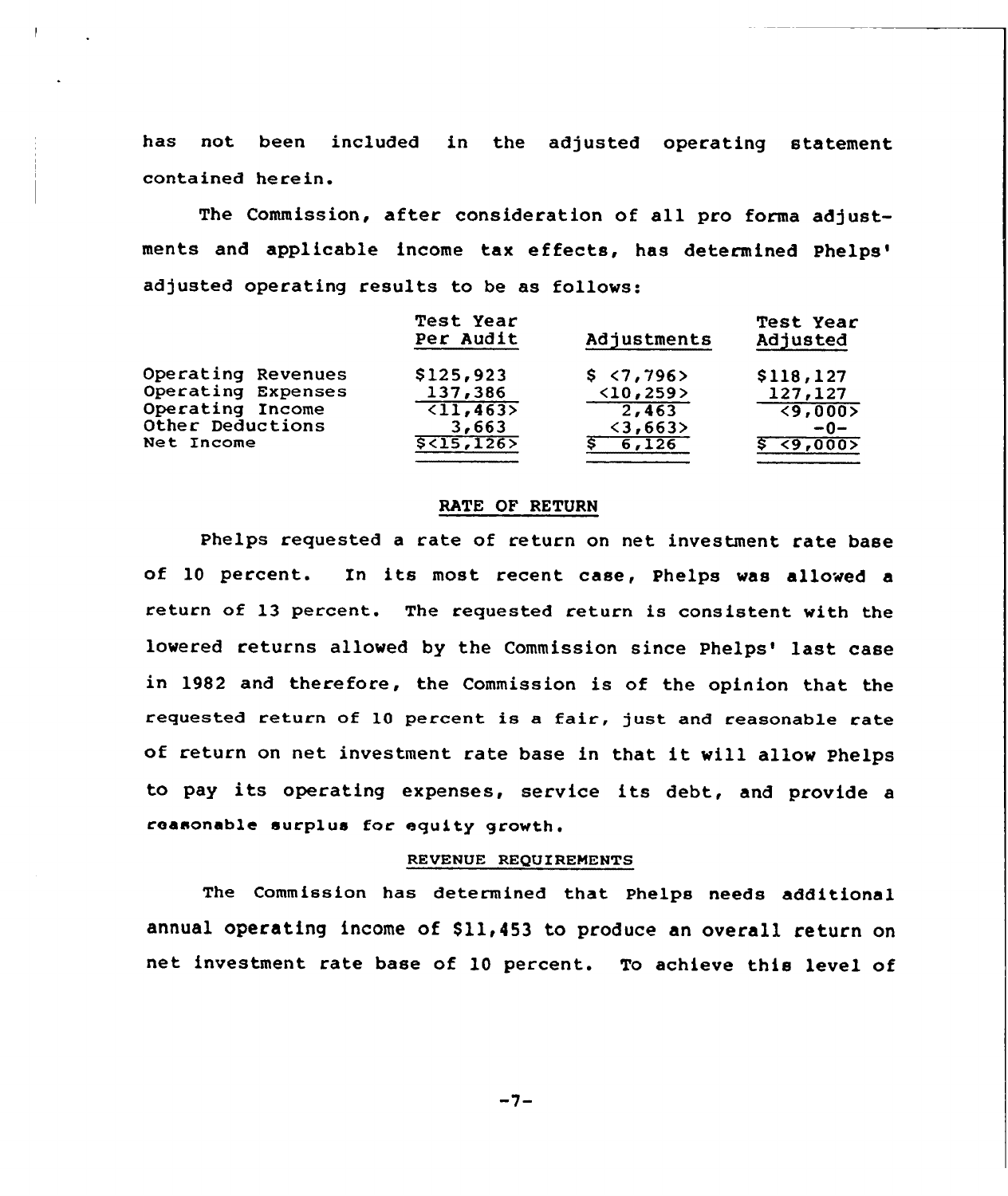has not been included in the adjusted operating statement contained herein.

The Commission, after consideration of all pro forma adjustments and applicable income tax effects, has determined Phelps' adjusted operating results to be as follows:

| | Test Year Per Audit | Adjustments | Test Year Adjusted |
|---|---|---|---|
| Operating Revenues | $125,923 | $ <7,796> | $118,127 |
| Operating Expenses | 137,386 | <10,259> | 127,127 |
| Operating Income | <11,463> | 2,463 | <9,000> |
| Other Deductions | 3,663 | <3,663> | -0- |
| Net Income | $<15,126> | $ 6,126 | $ <9,000> |

## RATE OF RETURN

Phelps requested a rate of return on net investment rate base of 10 percent. In its most recent case, Phelps was allowed a return of 13 percent. The requested return is consistent with the lowered returns allowed by the Commission since Phelps' last case in 1982 and therefore, the Commission is of the opinion that the requested return of 10 percent is a fair, just and reasonable rate of return on net investment rate base in that it will allow Phelps to pay its operating expenses, service its debt, and provide a reasonable surplus for equity growth.

## REVENUE REQUIREMENTS

The Commission has determined that Phelps needs additional annual operating income of $11,453 to produce an overall return on net investment rate base of 10 percent. To achieve this level of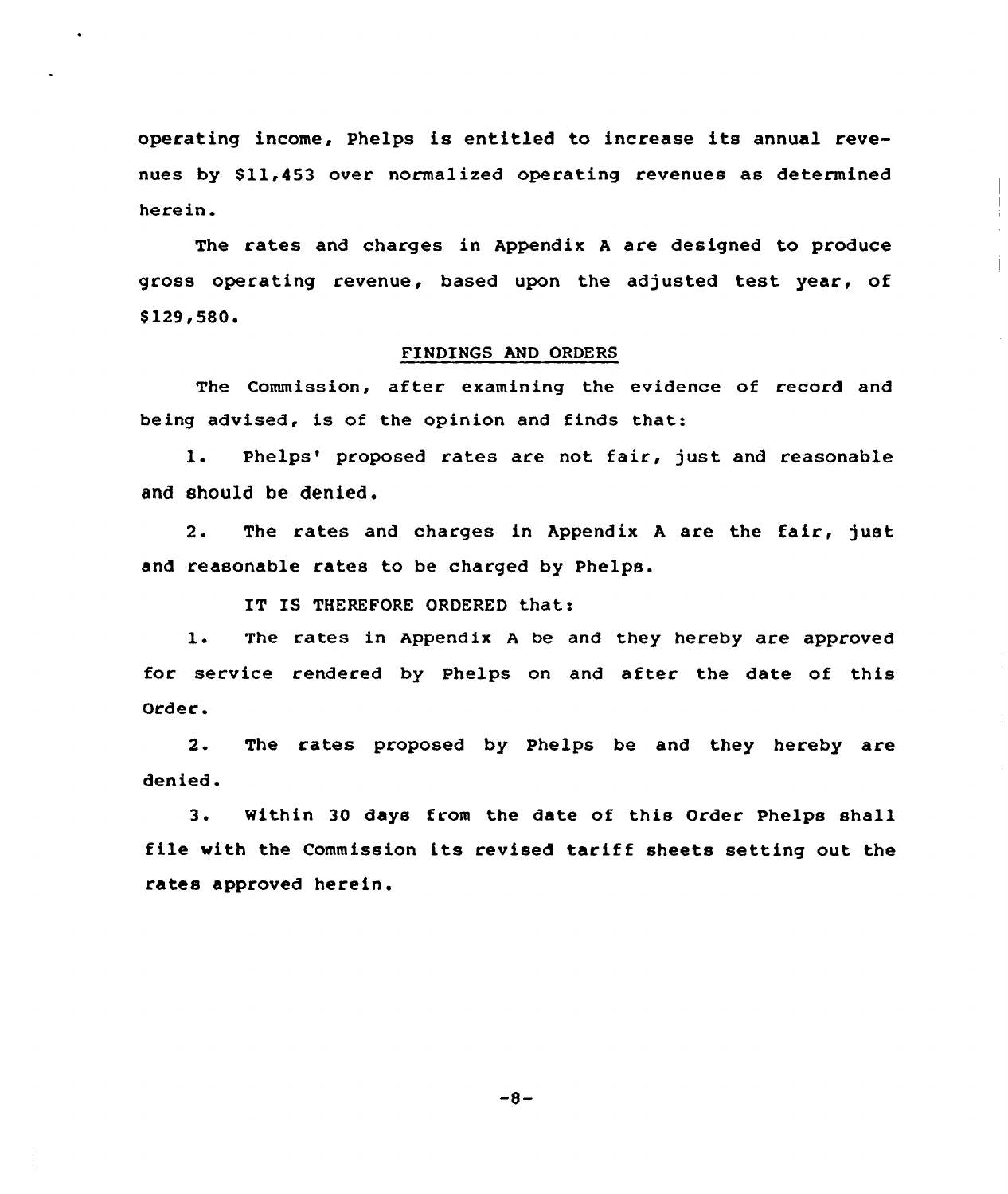operating income, Phelps is entitled to increase its annual revenues by $11,453 over normalized operating revenues as determined herein.

The rates and charges in Appendix A are designed to produce gross operating revenue, based upon the adjusted test year, of $129,580.

## FINDINGS AND ORDERS

The Commission, after examining the evidence of record and being advised, is of the opinion and finds that:

1. Phelps' proposed rates are not fair, just and reasonable and should be denied.

2. The rates and charges in Appendix A are the fair, just and reasonable rates to be charged by Phelps.

IT IS THEREFORE ORDERED that:

1. The rates in Appendix A be and they hereby are approved for service rendered by Phelps on and after the date of this Order.

2. The rates proposed by Phelps be and they hereby are denied.

3. Within 30 days from the date of this Order Phelps shall file with the Commission its revised tariff sheets setting out the rates approved herein.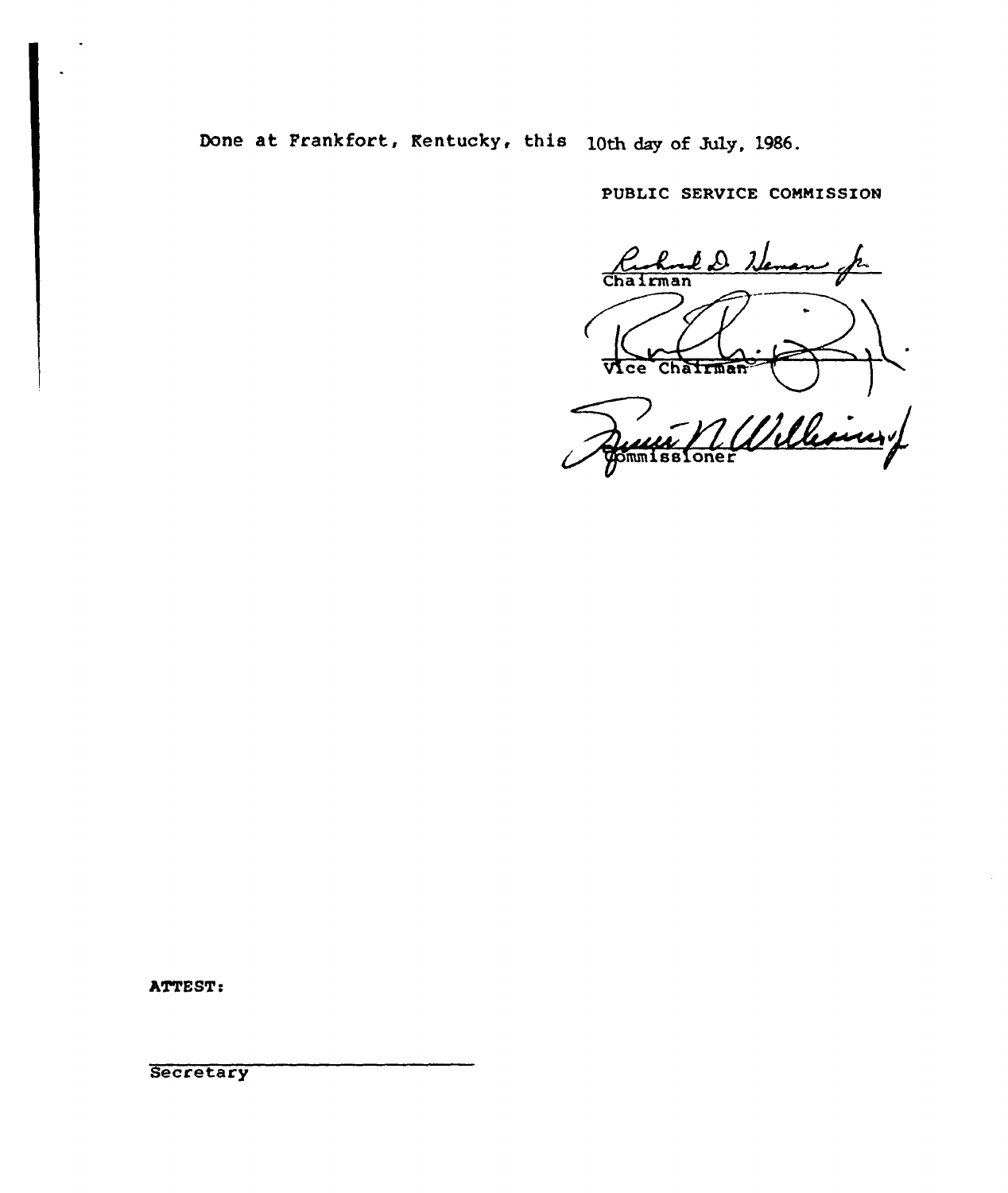Done at Frankfort, Kentucky, this 10th day of July, 1986.

PUBLIC SERVICE COMMISSION

Chairman

Vice Chairman

Commissioner

ATTEST:

Secretary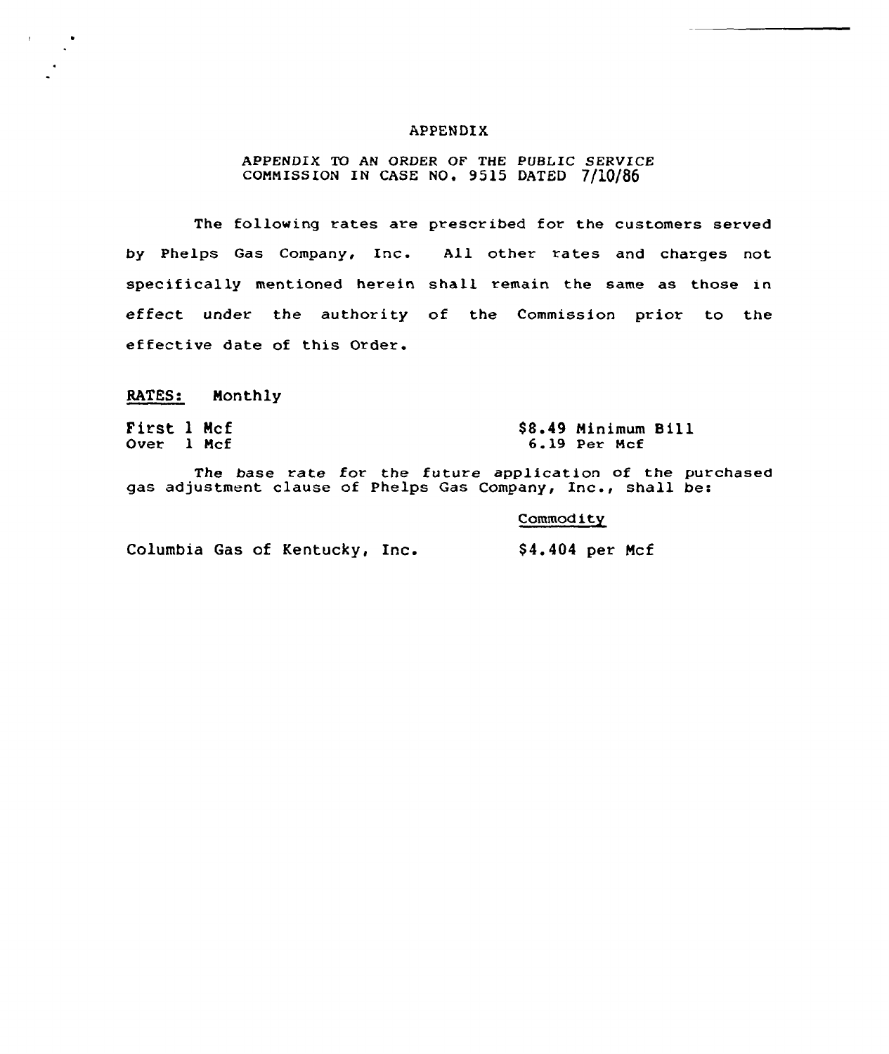# APPENDIX

APPENDIX TO AN ORDER OF THE PUBLIC SERVICE COMMISSION IN CASE NO. 9515 DATED 7/10/86

The following rates are prescribed for the customers served by Phelps Gas Company, Inc. All other rates and charges not specifically mentioned herein shall remain the same as those in effect under the authority of the Commission prior to the effective date of this Order.

<u>RATES:</u> Monthly

| | |
|---|---|
| First 1 Mcf | $8.49 Minimum Bill |
| Over 1 Mcf | 6.19 Per Mcf |

The base rate for the future application of the purchased gas adjustment clause of Phelps Gas Company, Inc., shall be:

| | Commodity |
|---|---|
| Columbia Gas of Kentucky, Inc. | $4.404 per Mcf |